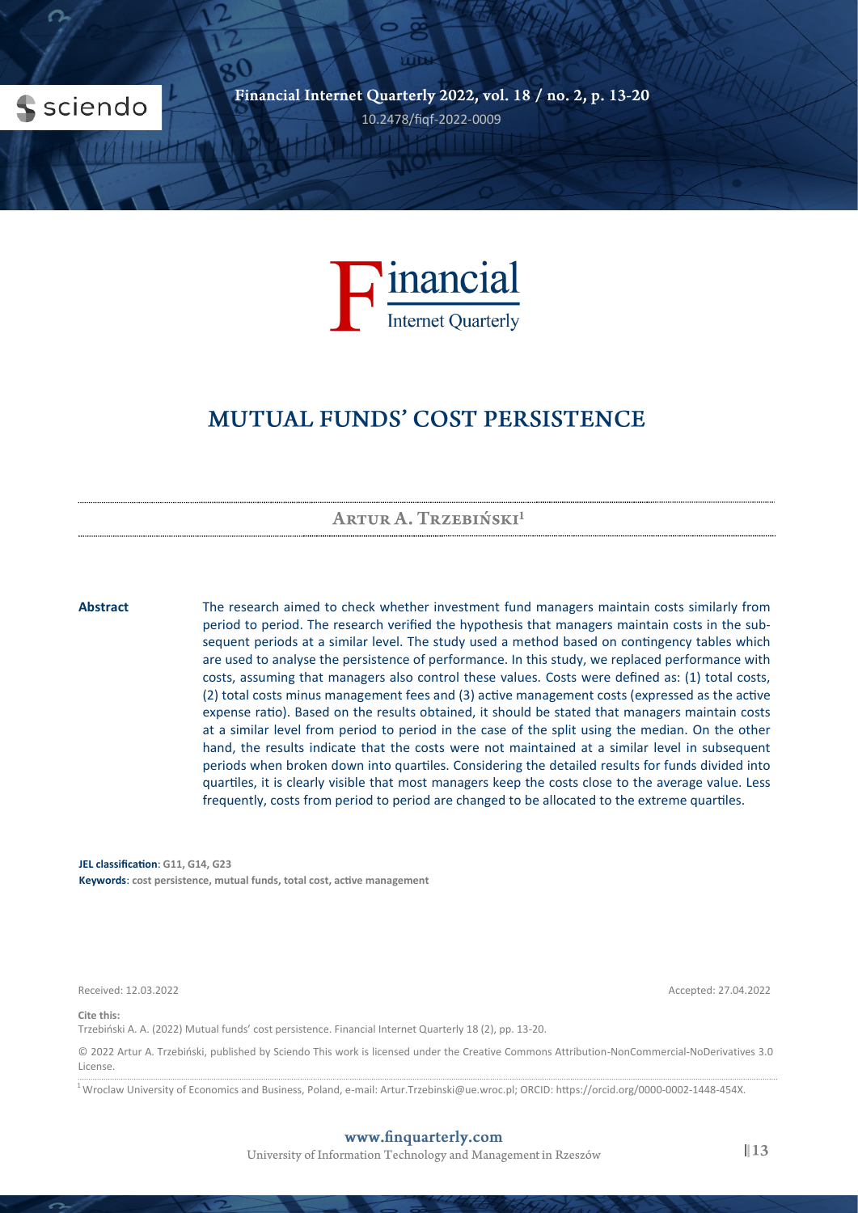# MUTUAL FUNDS' COST PERSISTENCE

**Artur A. Trzebiński**[1]

**Abstract**

The research aimed to check whether investment fund managers maintain costs similarly from period to period. The research verified the hypothesis that managers maintain costs in the subsequent periods at a similar level. The study used a method based on contingency tables which are used to analyse the persistence of performance. In this study, we replaced performance with costs, assuming that managers also control these values. Costs were defined as: (1) total costs, (2) total costs minus management fees and (3) active management costs (expressed as the active expense ratio). Based on the results obtained, it should be stated that managers maintain costs at a similar level from period to period in the case of the split using the median. On the other hand, the results indicate that the costs were not maintained at a similar level in subsequent periods when broken down into quartiles. Considering the detailed results for funds divided into quartiles, it is clearly visible that most managers keep the costs close to the average value. Less frequently, costs from period to period are changed to be allocated to the extreme quartiles.

**JEL classification**: G11, G14, G23

**Keywords**: cost persistence, mutual funds, total cost, active management

Received: 12.03.2022

Accepted: 27.04.2022

**Cite this:**

Trzebiński A. A. (2022) Mutual funds' cost persistence. Financial Internet Quarterly 18 (2), pp. 13-20.

© 2022 Artur A. Trzebiński, published by Sciendo This work is licensed under the Creative Commons Attribution-NonCommercial-NoDerivatives 3.0 License.

[1] Wroclaw University of Economics and Business, Poland, e-mail: Artur.Trzebinski@ue.wroc.pl; ORCID: https://orcid.org/0000-0002-1448-454X.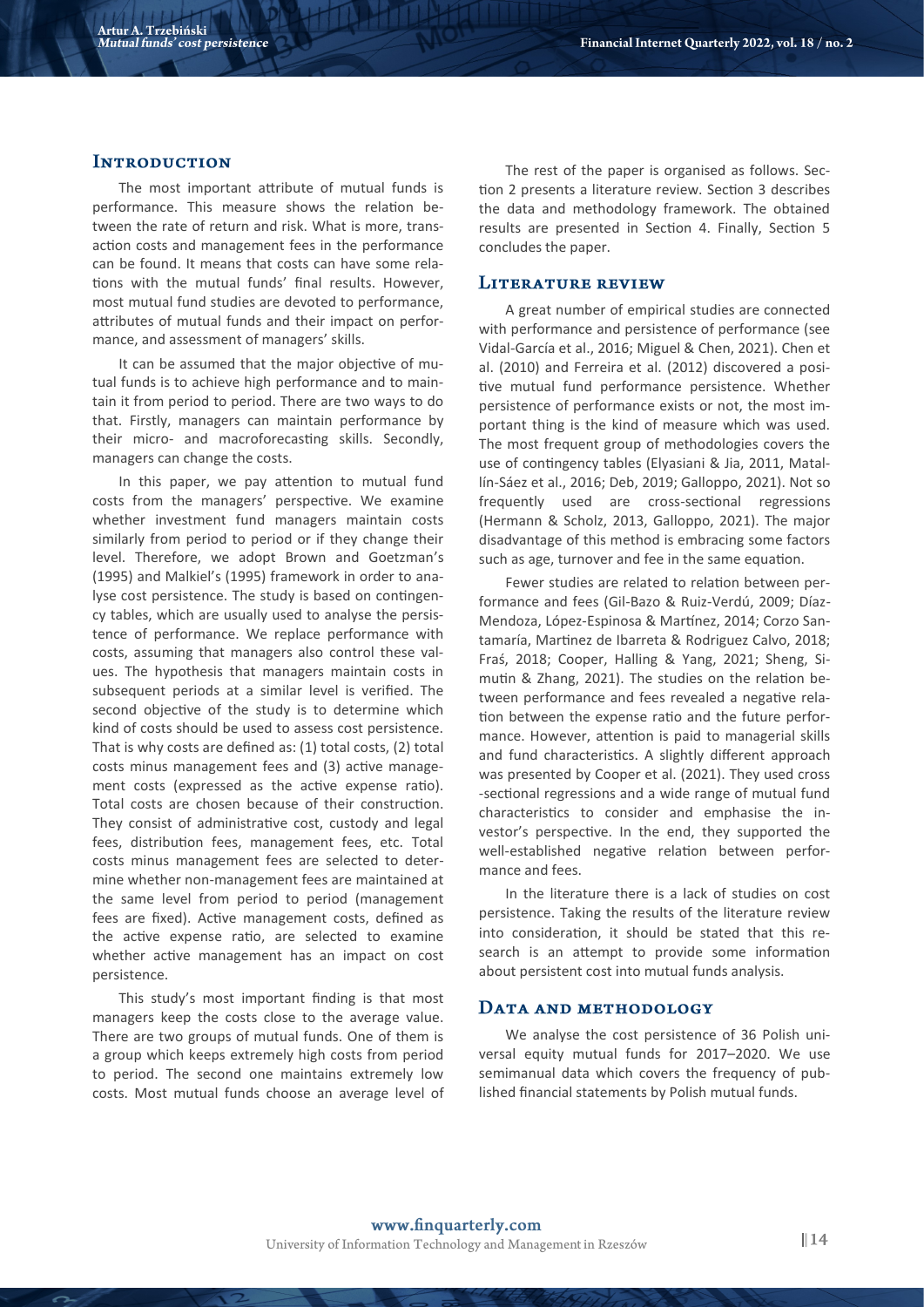## Introduction

The most important attribute of mutual funds is performance. This measure shows the relation between the rate of return and risk. What is more, transaction costs and management fees in the performance can be found. It means that costs can have some relations with the mutual funds' final results. However, most mutual fund studies are devoted to performance, attributes of mutual funds and their impact on performance, and assessment of managers' skills.

It can be assumed that the major objective of mutual funds is to achieve high performance and to maintain it from period to period. There are two ways to do that. Firstly, managers can maintain performance by their micro- and macroforecasting skills. Secondly, managers can change the costs.

In this paper, we pay attention to mutual fund costs from the managers' perspective. We examine whether investment fund managers maintain costs similarly from period to period or if they change their level. Therefore, we adopt Brown and Goetzman's (1995) and Malkiel's (1995) framework in order to analyse cost persistence. The study is based on contingency tables, which are usually used to analyse the persistence of performance. We replace performance with costs, assuming that managers also control these values. The hypothesis that managers maintain costs in subsequent periods at a similar level is verified. The second objective of the study is to determine which kind of costs should be used to assess cost persistence. That is why costs are defined as: (1) total costs, (2) total costs minus management fees and (3) active management costs (expressed as the active expense ratio). Total costs are chosen because of their construction. They consist of administrative cost, custody and legal fees, distribution fees, management fees, etc. Total costs minus management fees are selected to determine whether non-management fees are maintained at the same level from period to period (management fees are fixed). Active management costs, defined as the active expense ratio, are selected to examine whether active management has an impact on cost persistence.

This study's most important finding is that most managers keep the costs close to the average value. There are two groups of mutual funds. One of them is a group which keeps extremely high costs from period to period. The second one maintains extremely low costs. Most mutual funds choose an average level of

The rest of the paper is organised as follows. Section 2 presents a literature review. Section 3 describes the data and methodology framework. The obtained results are presented in Section 4. Finally, Section 5 concludes the paper.

## Literature review

A great number of empirical studies are connected with performance and persistence of performance (see Vidal-García et al., 2016; Miguel & Chen, 2021). Chen et al. (2010) and Ferreira et al. (2012) discovered a positive mutual fund performance persistence. Whether persistence of performance exists or not, the most important thing is the kind of measure which was used. The most frequent group of methodologies covers the use of contingency tables (Elyasiani & Jia, 2011, Matallín-Sáez et al., 2016; Deb, 2019; Galloppo, 2021). Not so frequently used are cross-sectional regressions (Hermann & Scholz, 2013, Galloppo, 2021). The major disadvantage of this method is embracing some factors such as age, turnover and fee in the same equation.

Fewer studies are related to relation between performance and fees (Gil-Bazo & Ruiz-Verdú, 2009; Díaz-Mendoza, López-Espinosa & Martínez, 2014; Corzo Santamaría, Martinez de Ibarreta & Rodriguez Calvo, 2018; Fraś, 2018; Cooper, Halling & Yang, 2021; Sheng, Simutin & Zhang, 2021). The studies on the relation between performance and fees revealed a negative relation between the expense ratio and the future performance. However, attention is paid to managerial skills and fund characteristics. A slightly different approach was presented by Cooper et al. (2021). They used cross-sectional regressions and a wide range of mutual fund characteristics to consider and emphasise the investor's perspective. In the end, they supported the well-established negative relation between performance and fees.

In the literature there is a lack of studies on cost persistence. Taking the results of the literature review into consideration, it should be stated that this research is an attempt to provide some information about persistent cost into mutual funds analysis.

## Data and methodology

We analyse the cost persistence of 36 Polish universal equity mutual funds for 2017–2020. We use semimanual data which covers the frequency of published financial statements by Polish mutual funds.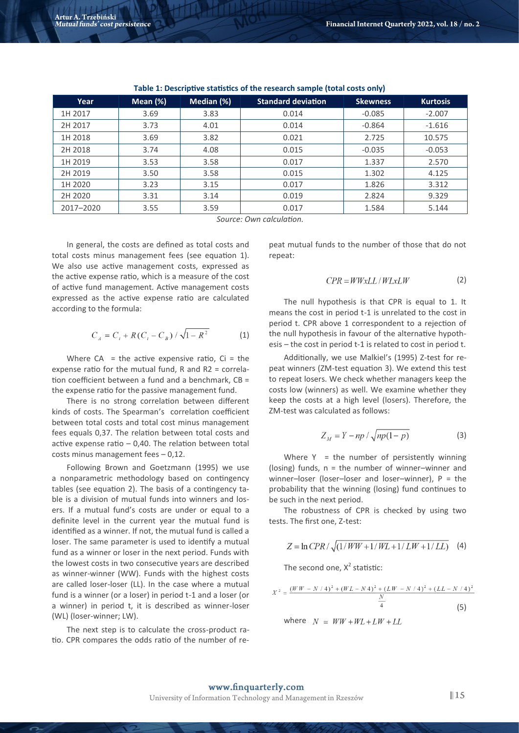**Table 1: Descriptive statistics of the research sample (total costs only)**

| Year | Mean (%) | Median (%) | Standard deviation | Skewness | Kurtosis |
|---|---|---|---|---|---|
| 1H 2017 | 3.69 | 3.83 | 0.014 | -0.085 | -2.007 |
| 2H 2017 | 3.73 | 4.01 | 0.014 | -0.864 | -1.616 |
| 1H 2018 | 3.69 | 3.82 | 0.021 | 2.725 | 10.575 |
| 2H 2018 | 3.74 | 4.08 | 0.015 | -0.035 | -0.053 |
| 1H 2019 | 3.53 | 3.58 | 0.017 | 1.337 | 2.570 |
| 2H 2019 | 3.50 | 3.58 | 0.015 | 1.302 | 4.125 |
| 1H 2020 | 3.23 | 3.15 | 0.017 | 1.826 | 3.312 |
| 2H 2020 | 3.31 | 3.14 | 0.019 | 2.824 | 9.329 |
| 2017–2020 | 3.55 | 3.59 | 0.017 | 1.584 | 5.144 |

*Source: Own calculation.*

In general, the costs are defined as total costs and total costs minus management fees (see equation 1). We also use active management costs, expressed as the active expense ratio, which is a measure of the cost of active fund management. Active management costs expressed as the active expense ratio are calculated according to the formula:

$$C_A = C_i + R(C_i - C_B) / \sqrt{1 - R^2} \tag{1}$$

Where CA = the active expensive ratio, Ci = the expense ratio for the mutual fund, R and R2 = correlation coefficient between a fund and a benchmark, CB = the expense ratio for the passive management fund.

There is no strong correlation between different kinds of costs. The Spearman's correlation coefficient between total costs and total cost minus management fees equals 0,37. The relation between total costs and active expense ratio – 0,40. The relation between total costs minus management fees – 0,12.

Following Brown and Goetzmann (1995) we use a nonparametric methodology based on contingency tables (see equation 2). The basis of a contingency table is a division of mutual funds into winners and losers. If a mutual fund's costs are under or equal to a definite level in the current year the mutual fund is identified as a winner. If not, the mutual fund is called a loser. The same parameter is used to identify a mutual fund as a winner or loser in the next period. Funds with the lowest costs in two consecutive years are described as winner-winner (WW). Funds with the highest costs are called loser-loser (LL). In the case where a mutual fund is a winner (or a loser) in period t-1 and a loser (or a winner) in period t, it is described as winner-loser (WL) (loser-winner; LW).

The next step is to calculate the cross-product ratio. CPR compares the odds ratio of the number of repeat mutual funds to the number of those that do not repeat:

$$CPR = WWxLL / WLxLW \tag{2}$$

The null hypothesis is that CPR is equal to 1. It means the cost in period t-1 is unrelated to the cost in period t. CPR above 1 correspondent to a rejection of the null hypothesis in favour of the alternative hypothesis – the cost in period t-1 is related to cost in period t.

Additionally, we use Malkiel's (1995) Z-test for repeat winners (ZM-test equation 3). We extend this test to repeat losers. We check whether managers keep the costs low (winners) as well. We examine whether they keep the costs at a high level (losers). Therefore, the ZM-test was calculated as follows:

$$Z_M = Y - np / \sqrt{np(1-p)} \tag{3}$$

Where Y = the number of persistently winning (losing) funds, n = the number of winner–winner and winner–loser (loser–loser and loser–winner), P = the probability that the winning (losing) fund continues to be such in the next period.

The robustness of CPR is checked by using two tests. The first one, Z-test:

$$Z = \ln CPR / \sqrt{(1/WW + 1/WL + 1/LW + 1/LL)} \tag{4}$$

The second one, $X^2$ statistic:

$$X^2 = \frac{(WW - N/4)^2 + (WL - N4)^2 + (LW - N/4)^2 + (LL - N/4)^2}{\frac{N}{4}} \tag{5}$$

where $N = WW + WL + LW + LL$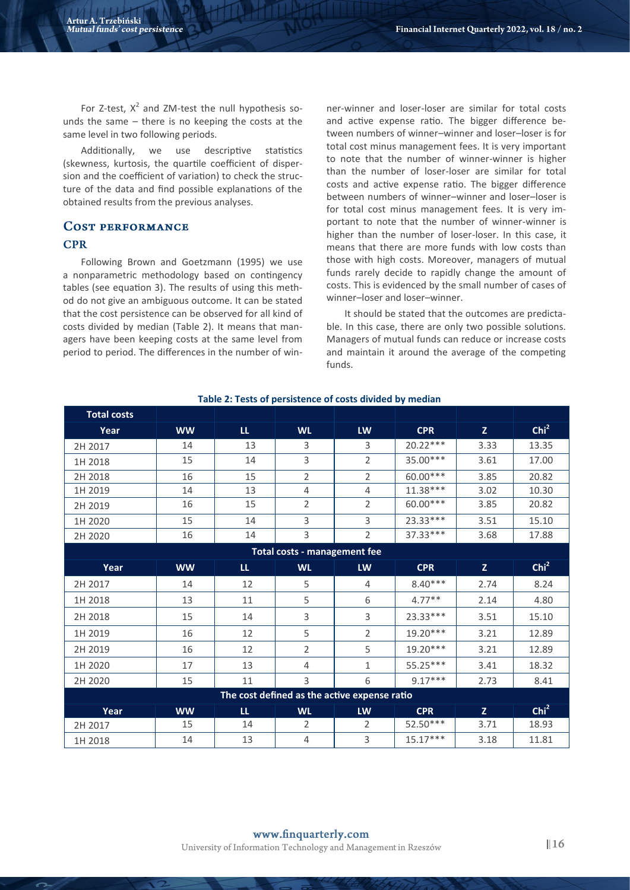For Z-test, $X^2$ and ZM-test the null hypothesis sounds the same – there is no keeping the costs at the same level in two following periods.

Additionally, we use descriptive statistics (skewness, kurtosis, the quartile coefficient of dispersion and the coefficient of variation) to check the structure of the data and find possible explanations of the obtained results from the previous analyses.

## Cost performance

### CPR

Following Brown and Goetzmann (1995) we use a nonparametric methodology based on contingency tables (see equation 3). The results of using this method do not give an ambiguous outcome. It can be stated that the cost persistence can be observed for all kind of costs divided by median (Table 2). It means that managers have been keeping costs at the same level from period to period. The differences in the number of winner-winner and loser-loser are similar for total costs and active expense ratio. The bigger difference between numbers of winner–winner and loser–loser is for total cost minus management fees. It is very important to note that the number of winner-winner is higher than the number of loser-loser are similar for total costs and active expense ratio. The bigger difference between numbers of winner–winner and loser–loser is for total cost minus management fees. It is very important to note that the number of winner-winner is higher than the number of loser-loser. In this case, it means that there are more funds with low costs than those with high costs. Moreover, managers of mutual funds rarely decide to rapidly change the amount of costs. This is evidenced by the small number of cases of winner–loser and loser–winner.

It should be stated that the outcomes are predictable. In this case, there are only two possible solutions. Managers of mutual funds can reduce or increase costs and maintain it around the average of the competing funds.

**Table 2: Tests of persistence of costs divided by median**

| Total costs | | | | | | | |
|---|---|---|---|---|---|---|---|
| Year | WW | LL | WL | LW | CPR | Z | $Chi^2$ |
| 2H 2017 | 14 | 13 | 3 | 3 | 20.22*** | 3.33 | 13.35 |
| 1H 2018 | 15 | 14 | 3 | 2 | 35.00*** | 3.61 | 17.00 |
| 2H 2018 | 16 | 15 | 2 | 2 | 60.00*** | 3.85 | 20.82 |
| 1H 2019 | 14 | 13 | 4 | 4 | 11.38*** | 3.02 | 10.30 |
| 2H 2019 | 16 | 15 | 2 | 2 | 60.00*** | 3.85 | 20.82 |
| 1H 2020 | 15 | 14 | 3 | 3 | 23.33*** | 3.51 | 15.10 |
| 2H 2020 | 16 | 14 | 3 | 2 | 37.33*** | 3.68 | 17.88 |
| **Total costs - management fee** | | | | | | | |
| Year | WW | LL | WL | LW | CPR | Z | $Chi^2$ |
| 2H 2017 | 14 | 12 | 5 | 4 | 8.40*** | 2.74 | 8.24 |
| 1H 2018 | 13 | 11 | 5 | 6 | 4.77** | 2.14 | 4.80 |
| 2H 2018 | 15 | 14 | 3 | 3 | 23.33*** | 3.51 | 15.10 |
| 1H 2019 | 16 | 12 | 5 | 2 | 19.20*** | 3.21 | 12.89 |
| 2H 2019 | 16 | 12 | 2 | 5 | 19.20*** | 3.21 | 12.89 |
| 1H 2020 | 17 | 13 | 4 | 1 | 55.25*** | 3.41 | 18.32 |
| 2H 2020 | 15 | 11 | 3 | 6 | 9.17*** | 2.73 | 8.41 |
| **The cost defined as the active expense ratio** | | | | | | | |
| Year | WW | LL | WL | LW | CPR | Z | $Chi^2$ |
| 2H 2017 | 15 | 14 | 2 | 2 | 52.50*** | 3.71 | 18.93 |
| 1H 2018 | 14 | 13 | 4 | 3 | 15.17*** | 3.18 | 11.81 |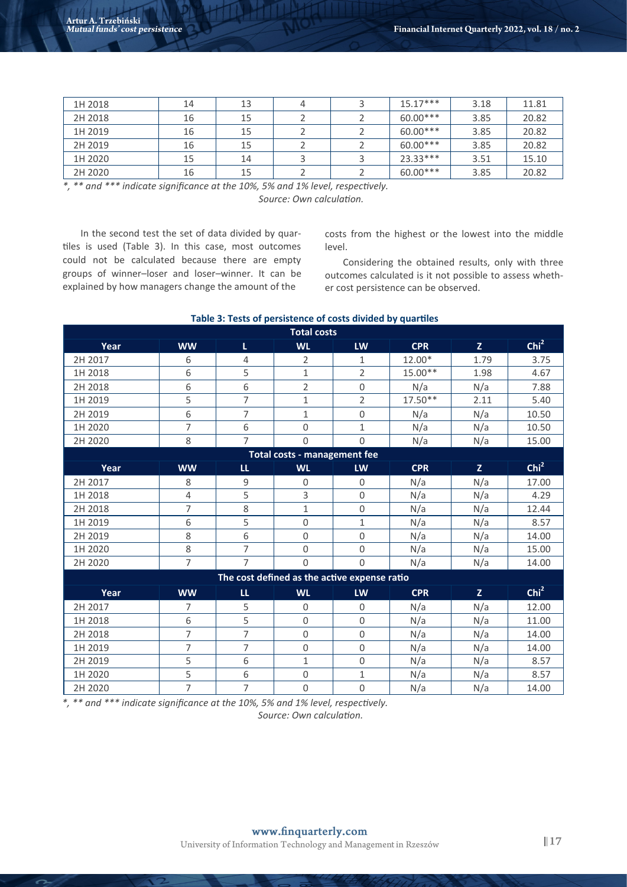| 1H 2018 | 14 | 13 | 4 | 3 | 15.17*** | 3.18 | 11.81 |
|---|---|---|---|---|---|---|---|
| 2H 2018 | 16 | 15 | 2 | 2 | 60.00*** | 3.85 | 20.82 |
| 1H 2019 | 16 | 15 | 2 | 2 | 60.00*** | 3.85 | 20.82 |
| 2H 2019 | 16 | 15 | 2 | 2 | 60.00*** | 3.85 | 20.82 |
| 1H 2020 | 15 | 14 | 3 | 3 | 23.33*** | 3.51 | 15.10 |
| 2H 2020 | 16 | 15 | 2 | 2 | 60.00*** | 3.85 | 20.82 |

*\*, \*\* and \*\*\* indicate significance at the 10%, 5% and 1% level, respectively.*

*Source: Own calculation.*

In the second test the set of data divided by quartiles is used (Table 3). In this case, most outcomes could not be calculated because there are empty groups of winner–loser and loser–winner. It can be explained by how managers change the amount of the costs from the highest or the lowest into the middle level.

Considering the obtained results, only with three outcomes calculated is it not possible to assess whether cost persistence can be observed.

**Table 3: Tests of persistence of costs divided by quartiles**

| Total costs | | | | | | | |
|---|---|---|---|---|---|---|---|
| **Year** | **WW** | **L** | **WL** | **LW** | **CPR** | **Z** | **$Chi^2$** |
| 2H 2017 | 6 | 4 | 2 | 1 | 12.00* | 1.79 | 3.75 |
| 1H 2018 | 6 | 5 | 1 | 2 | 15.00** | 1.98 | 4.67 |
| 2H 2018 | 6 | 6 | 2 | 0 | N/a | N/a | 7.88 |
| 1H 2019 | 5 | 7 | 1 | 2 | 17.50** | 2.11 | 5.40 |
| 2H 2019 | 6 | 7 | 1 | 0 | N/a | N/a | 10.50 |
| 1H 2020 | 7 | 6 | 0 | 1 | N/a | N/a | 10.50 |
| 2H 2020 | 8 | 7 | 0 | 0 | N/a | N/a | 15.00 |
| **Total costs - management fee** | | | | | | | |
| **Year** | **WW** | **LL** | **WL** | **LW** | **CPR** | **Z** | **$Chi^2$** |
| 2H 2017 | 8 | 9 | 0 | 0 | N/a | N/a | 17.00 |
| 1H 2018 | 4 | 5 | 3 | 0 | N/a | N/a | 4.29 |
| 2H 2018 | 7 | 8 | 1 | 0 | N/a | N/a | 12.44 |
| 1H 2019 | 6 | 5 | 0 | 1 | N/a | N/a | 8.57 |
| 2H 2019 | 8 | 6 | 0 | 0 | N/a | N/a | 14.00 |
| 1H 2020 | 8 | 7 | 0 | 0 | N/a | N/a | 15.00 |
| 2H 2020 | 7 | 7 | 0 | 0 | N/a | N/a | 14.00 |
| **The cost defined as the active expense ratio** | | | | | | | |
| **Year** | **WW** | **LL** | **WL** | **LW** | **CPR** | **Z** | **$Chi^2$** |
| 2H 2017 | 7 | 5 | 0 | 0 | N/a | N/a | 12.00 |
| 1H 2018 | 6 | 5 | 0 | 0 | N/a | N/a | 11.00 |
| 2H 2018 | 7 | 7 | 0 | 0 | N/a | N/a | 14.00 |
| 1H 2019 | 7 | 7 | 0 | 0 | N/a | N/a | 14.00 |
| 2H 2019 | 5 | 6 | 1 | 0 | N/a | N/a | 8.57 |
| 1H 2020 | 5 | 6 | 0 | 1 | N/a | N/a | 8.57 |
| 2H 2020 | 7 | 7 | 0 | 0 | N/a | N/a | 14.00 |

*\*, \*\* and \*\*\* indicate significance at the 10%, 5% and 1% level, respectively.*

*Source: Own calculation.*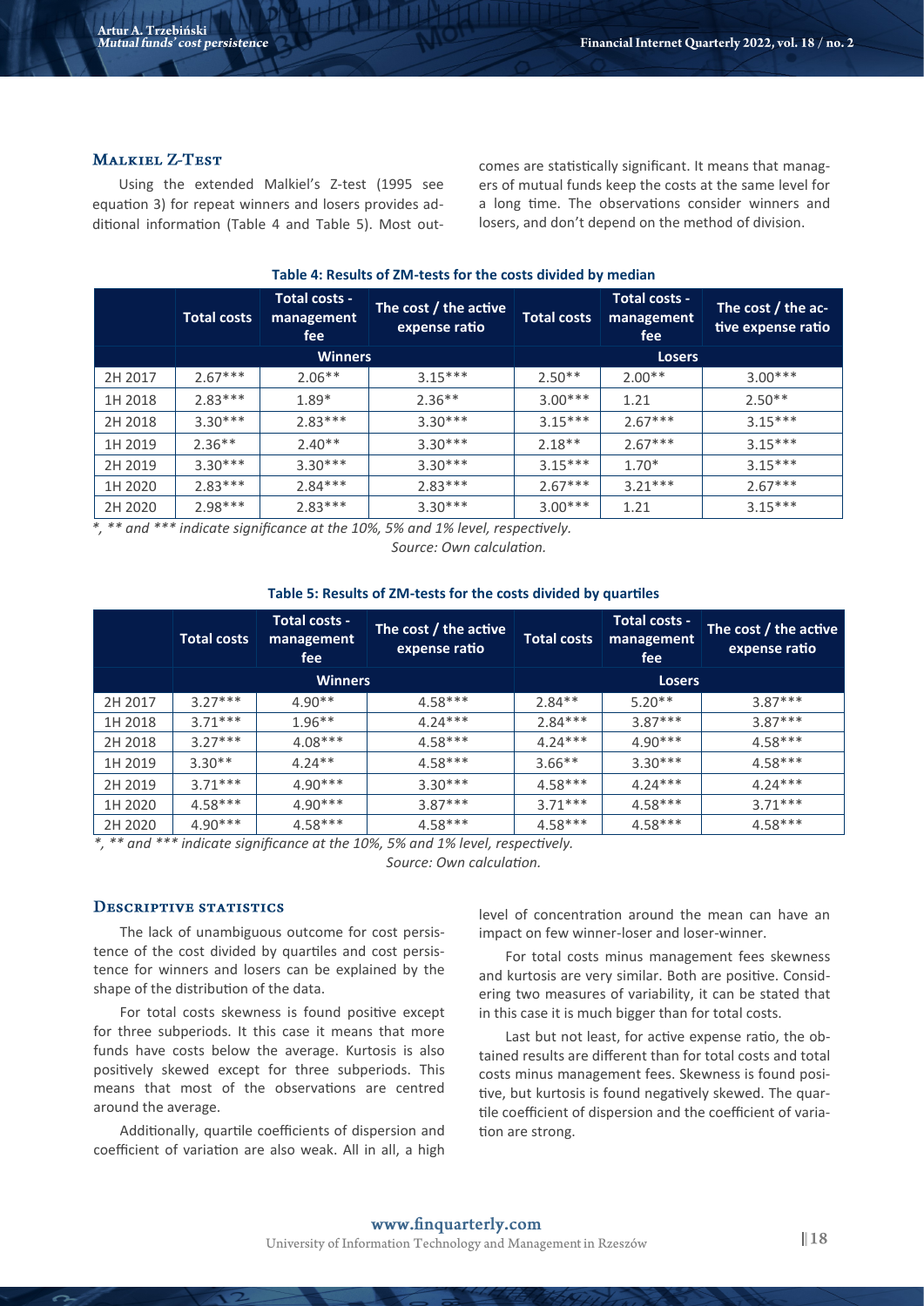### Malkiel Z-Test

Using the extended Malkiel's Z-test (1995 see equation 3) for repeat winners and losers provides additional information (Table 4 and Table 5). Most outcomes are statistically significant. It means that managers of mutual funds keep the costs at the same level for a long time. The observations consider winners and losers, and don't depend on the method of division.

**Table 4: Results of ZM-tests for the costs divided by median**

| | Total costs | Total costs - management fee | The cost / the active expense ratio | Total costs | Total costs - management fee | The cost / the active expense ratio |
|---|---|---|---|---|---|---|
| | Winners | | | Losers | | |
| 2H 2017 | 2.67*** | 2.06** | 3.15*** | 2.50** | 2.00** | 3.00*** |
| 1H 2018 | 2.83*** | 1.89* | 2.36** | 3.00*** | 1.21 | 2.50** |
| 2H 2018 | 3.30*** | 2.83*** | 3.30*** | 3.15*** | 2.67*** | 3.15*** |
| 1H 2019 | 2.36** | 2.40** | 3.30*** | 2.18** | 2.67*** | 3.15*** |
| 2H 2019 | 3.30*** | 3.30*** | 3.30*** | 3.15*** | 1.70* | 3.15*** |
| 1H 2020 | 2.83*** | 2.84*** | 2.83*** | 2.67*** | 3.21*** | 2.67*** |
| 2H 2020 | 2.98*** | 2.83*** | 3.30*** | 3.00*** | 1.21 | 3.15*** |

*\*, \*\* and \*\*\* indicate significance at the 10%, 5% and 1% level, respectively.*

*Source: Own calculation.*

**Table 5: Results of ZM-tests for the costs divided by quartiles**

| | Total costs | Total costs - management fee | The cost / the active expense ratio | Total costs | Total costs - management fee | The cost / the active expense ratio |
|---|---|---|---|---|---|---|
| | Winners | | | Losers | | |
| 2H 2017 | 3.27*** | 4.90** | 4.58*** | 2.84** | 5.20** | 3.87*** |
| 1H 2018 | 3.71*** | 1.96** | 4.24*** | 2.84*** | 3.87*** | 3.87*** |
| 2H 2018 | 3.27*** | 4.08*** | 4.58*** | 4.24*** | 4.90*** | 4.58*** |
| 1H 2019 | 3.30** | 4.24** | 4.58*** | 3.66** | 3.30*** | 4.58*** |
| 2H 2019 | 3.71*** | 4.90*** | 3.30*** | 4.58*** | 4.24*** | 4.24*** |
| 1H 2020 | 4.58*** | 4.90*** | 3.87*** | 3.71*** | 4.58*** | 3.71*** |
| 2H 2020 | 4.90*** | 4.58*** | 4.58*** | 4.58*** | 4.58*** | 4.58*** |

*\*, \*\* and \*\*\* indicate significance at the 10%, 5% and 1% level, respectively.*

*Source: Own calculation.*

### Descriptive statistics

The lack of unambiguous outcome for cost persistence of the cost divided by quartiles and cost persistence for winners and losers can be explained by the shape of the distribution of the data.

For total costs skewness is found positive except for three subperiods. It this case it means that more funds have costs below the average. Kurtosis is also positively skewed except for three subperiods. This means that most of the observations are centred around the average.

Additionally, quartile coefficients of dispersion and coefficient of variation are also weak. All in all, a high level of concentration around the mean can have an impact on few winner-loser and loser-winner.

For total costs minus management fees skewness and kurtosis are very similar. Both are positive. Considering two measures of variability, it can be stated that in this case it is much bigger than for total costs.

Last but not least, for active expense ratio, the obtained results are different than for total costs and total costs minus management fees. Skewness is found positive, but kurtosis is found negatively skewed. The quartile coefficient of dispersion and the coefficient of variation are strong.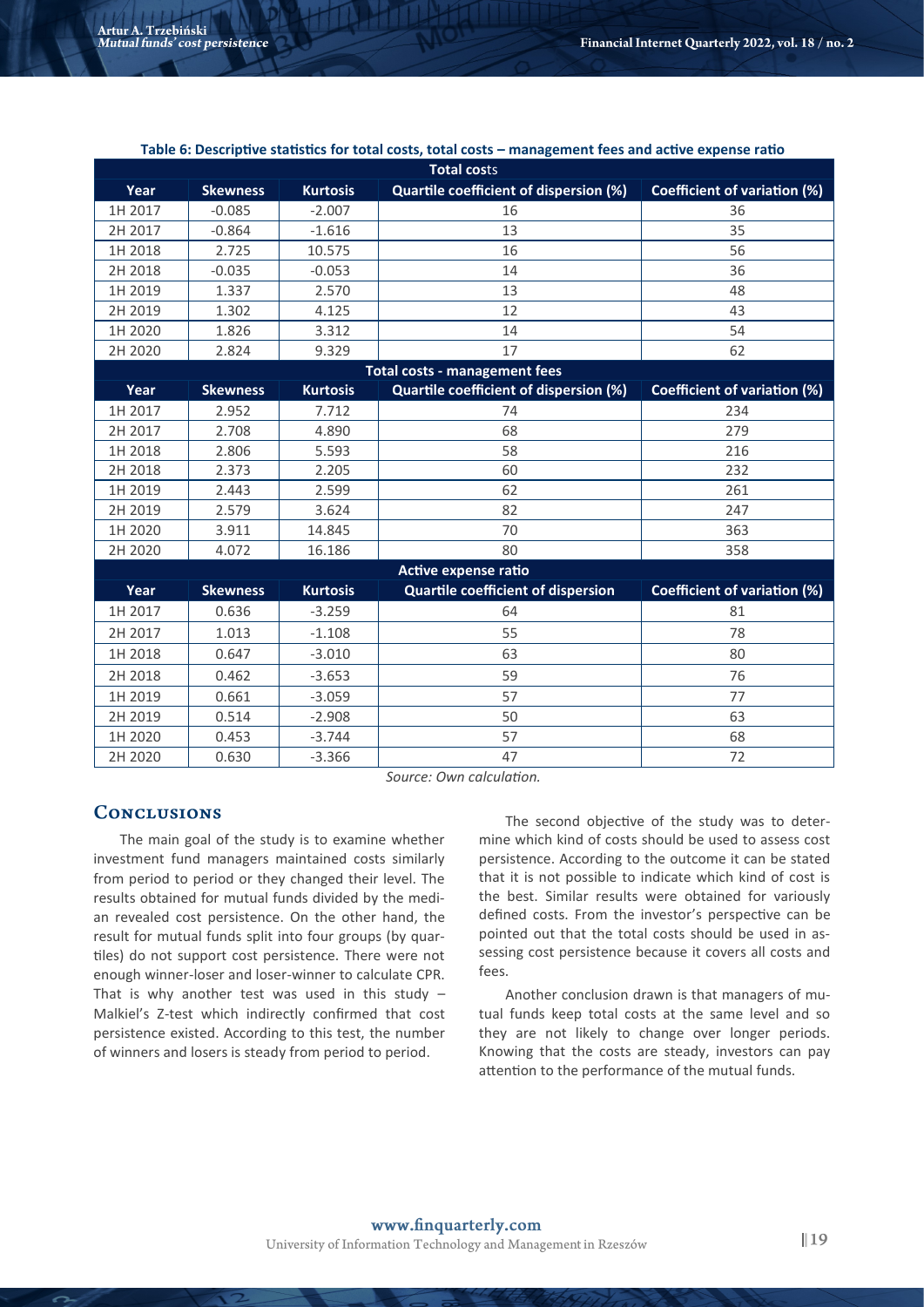**Table 6: Descriptive statistics for total costs, total costs – management fees and active expense ratio**

| Total costs | | | | |
|---|---|---|---|---|
| **Year** | **Skewness** | **Kurtosis** | **Quartile coefficient of dispersion (%)** | **Coefficient of variation (%)** |
| 1H 2017 | -0.085 | -2.007 | 16 | 36 |
| 2H 2017 | -0.864 | -1.616 | 13 | 35 |
| 1H 2018 | 2.725 | 10.575 | 16 | 56 |
| 2H 2018 | -0.035 | -0.053 | 14 | 36 |
| 1H 2019 | 1.337 | 2.570 | 13 | 48 |
| 2H 2019 | 1.302 | 4.125 | 12 | 43 |
| 1H 2020 | 1.826 | 3.312 | 14 | 54 |
| 2H 2020 | 2.824 | 9.329 | 17 | 62 |
| **Total costs - management fees** | | | | |
| **Year** | **Skewness** | **Kurtosis** | **Quartile coefficient of dispersion (%)** | **Coefficient of variation (%)** |
| 1H 2017 | 2.952 | 7.712 | 74 | 234 |
| 2H 2017 | 2.708 | 4.890 | 68 | 279 |
| 1H 2018 | 2.806 | 5.593 | 58 | 216 |
| 2H 2018 | 2.373 | 2.205 | 60 | 232 |
| 1H 2019 | 2.443 | 2.599 | 62 | 261 |
| 2H 2019 | 2.579 | 3.624 | 82 | 247 |
| 1H 2020 | 3.911 | 14.845 | 70 | 363 |
| 2H 2020 | 4.072 | 16.186 | 80 | 358 |
| **Active expense ratio** | | | | |
| **Year** | **Skewness** | **Kurtosis** | **Quartile coefficient of dispersion** | **Coefficient of variation (%)** |
| 1H 2017 | 0.636 | -3.259 | 64 | 81 |
| 2H 2017 | 1.013 | -1.108 | 55 | 78 |
| 1H 2018 | 0.647 | -3.010 | 63 | 80 |
| 2H 2018 | 0.462 | -3.653 | 59 | 76 |
| 1H 2019 | 0.661 | -3.059 | 57 | 77 |
| 2H 2019 | 0.514 | -2.908 | 50 | 63 |
| 1H 2020 | 0.453 | -3.744 | 57 | 68 |
| 2H 2020 | 0.630 | -3.366 | 47 | 72 |

*Source: Own calculation.*

## Conclusions

The main goal of the study is to examine whether investment fund managers maintained costs similarly from period to period or they changed their level. The results obtained for mutual funds divided by the median revealed cost persistence. On the other hand, the result for mutual funds split into four groups (by quartiles) do not support cost persistence. There were not enough winner-loser and loser-winner to calculate CPR. That is why another test was used in this study – Malkiel's Z-test which indirectly confirmed that cost persistence existed. According to this test, the number of winners and losers is steady from period to period.

The second objective of the study was to determine which kind of costs should be used to assess cost persistence. According to the outcome it can be stated that it is not possible to indicate which kind of cost is the best. Similar results were obtained for variously defined costs. From the investor's perspective can be pointed out that the total costs should be used in assessing cost persistence because it covers all costs and fees.

Another conclusion drawn is that managers of mutual funds keep total costs at the same level and so they are not likely to change over longer periods. Knowing that the costs are steady, investors can pay attention to the performance of the mutual funds.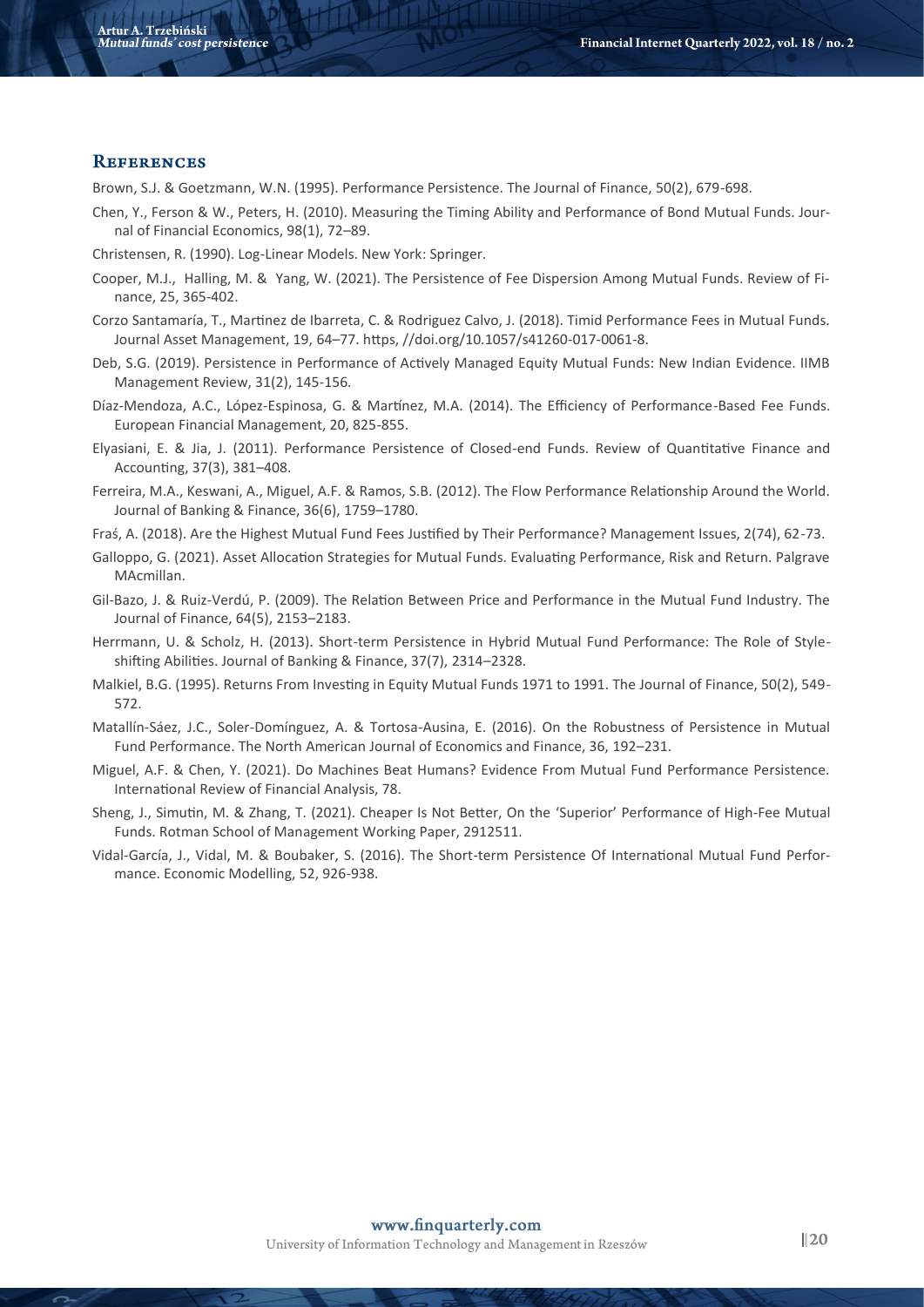## References

Brown, S.J. & Goetzmann, W.N. (1995). Performance Persistence. The Journal of Finance, 50(2), 679-698.

Chen, Y., Ferson & W., Peters, H. (2010). Measuring the Timing Ability and Performance of Bond Mutual Funds. Journal of Financial Economics, 98(1), 72–89.

Christensen, R. (1990). Log-Linear Models. New York: Springer.

Cooper, M.J., Halling, M. & Yang, W. (2021). The Persistence of Fee Dispersion Among Mutual Funds. Review of Finance, 25, 365-402.

Corzo Santamaría, T., Martinez de Ibarreta, C. & Rodriguez Calvo, J. (2018). Timid Performance Fees in Mutual Funds. Journal Asset Management, 19, 64–77. https, //doi.org/10.1057/s41260-017-0061-8.

Deb, S.G. (2019). Persistence in Performance of Actively Managed Equity Mutual Funds: New Indian Evidence. IIMB Management Review, 31(2), 145-156.

Díaz-Mendoza, A.C., López-Espinosa, G. & Martínez, M.A. (2014). The Efficiency of Performance-Based Fee Funds. European Financial Management, 20, 825-855.

Elyasiani, E. & Jia, J. (2011). Performance Persistence of Closed-end Funds. Review of Quantitative Finance and Accounting, 37(3), 381–408.

Ferreira, M.A., Keswani, A., Miguel, A.F. & Ramos, S.B. (2012). The Flow Performance Relationship Around the World. Journal of Banking & Finance, 36(6), 1759–1780.

Fraś, A. (2018). Are the Highest Mutual Fund Fees Justified by Their Performance? Management Issues, 2(74), 62-73.

Galloppo, G. (2021). Asset Allocation Strategies for Mutual Funds. Evaluating Performance, Risk and Return. Palgrave MAcmillan.

Gil-Bazo, J. & Ruiz-Verdú, P. (2009). The Relation Between Price and Performance in the Mutual Fund Industry. The Journal of Finance, 64(5), 2153–2183.

Herrmann, U. & Scholz, H. (2013). Short-term Persistence in Hybrid Mutual Fund Performance: The Role of Style-shifting Abilities. Journal of Banking & Finance, 37(7), 2314–2328.

Malkiel, B.G. (1995). Returns From Investing in Equity Mutual Funds 1971 to 1991. The Journal of Finance, 50(2), 549-572.

Matallín-Sáez, J.C., Soler-Domínguez, A. & Tortosa-Ausina, E. (2016). On the Robustness of Persistence in Mutual Fund Performance. The North American Journal of Economics and Finance, 36, 192–231.

Miguel, A.F. & Chen, Y. (2021). Do Machines Beat Humans? Evidence From Mutual Fund Performance Persistence. International Review of Financial Analysis, 78.

Sheng, J., Simutin, M. & Zhang, T. (2021). Cheaper Is Not Better, On the 'Superior' Performance of High-Fee Mutual Funds. Rotman School of Management Working Paper, 2912511.

Vidal-García, J., Vidal, M. & Boubaker, S. (2016). The Short-term Persistence Of International Mutual Fund Performance. Economic Modelling, 52, 926-938.